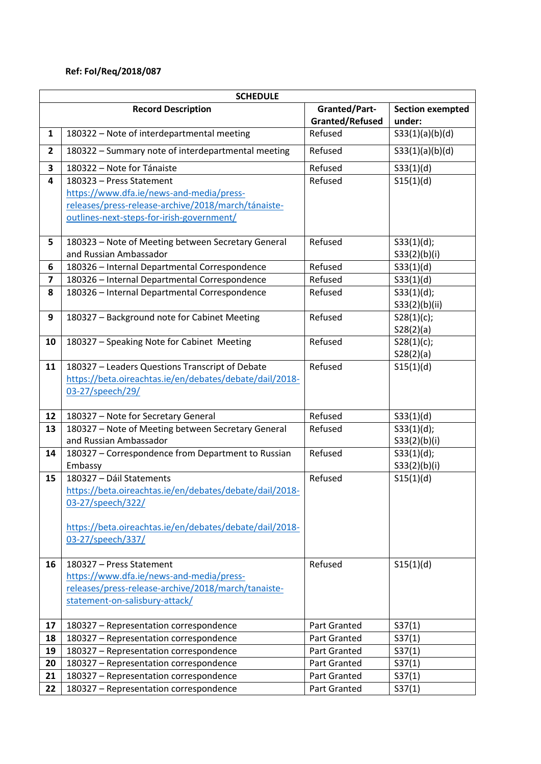**Ref: FoI/Req/2018/087**

| SCHEDULE | | | |
|---|---|---|---|
| | **Record Description** | **Granted/Part-Granted/Refused** | **Section exempted under:** |
| **1** | 180322 – Note of interdepartmental meeting | Refused | S33(1)(a)(b)(d) |
| **2** | 180322 – Summary note of interdepartmental meeting | Refused | S33(1)(a)(b)(d) |
| **3** | 180322 – Note for Tánaiste | Refused | S33(1)(d) |
| **4** | 180323 – Press Statement https://www.dfa.ie/news-and-media/press-releases/press-release-archive/2018/march/tánaiste-outlines-next-steps-for-irish-government/ | Refused | S15(1)(d) |
| **5** | 180323 – Note of Meeting between Secretary General and Russian Ambassador | Refused | S33(1)(d); S33(2)(b)(i) |
| **6** | 180326 – Internal Departmental Correspondence | Refused | S33(1)(d) |
| **7** | 180326 – Internal Departmental Correspondence | Refused | S33(1)(d) |
| **8** | 180326 – Internal Departmental Correspondence | Refused | S33(1)(d); S33(2)(b)(ii) |
| **9** | 180327 – Background note for Cabinet Meeting | Refused | S28(1)(c); S28(2)(a) |
| **10** | 180327 – Speaking Note for Cabinet Meeting | Refused | S28(1)(c); S28(2)(a) |
| **11** | 180327 – Leaders Questions Transcript of Debate https://beta.oireachtas.ie/en/debates/debate/dail/2018-03-27/speech/29/ | Refused | S15(1)(d) |
| **12** | 180327 – Note for Secretary General | Refused | S33(1)(d) |
| **13** | 180327 – Note of Meeting between Secretary General and Russian Ambassador | Refused | S33(1)(d); S33(2)(b)(i) |
| **14** | 180327 – Correspondence from Department to Russian Embassy | Refused | S33(1)(d); S33(2)(b)(i) |
| **15** | 180327 – Dáil Statements https://beta.oireachtas.ie/en/debates/debate/dail/2018-03-27/speech/322/ https://beta.oireachtas.ie/en/debates/debate/dail/2018-03-27/speech/337/ | Refused | S15(1)(d) |
| **16** | 180327 – Press Statement https://www.dfa.ie/news-and-media/press-releases/press-release-archive/2018/march/tanaiste-statement-on-salisbury-attack/ | Refused | S15(1)(d) |
| **17** | 180327 – Representation correspondence | Part Granted | S37(1) |
| **18** | 180327 – Representation correspondence | Part Granted | S37(1) |
| **19** | 180327 – Representation correspondence | Part Granted | S37(1) |
| **20** | 180327 – Representation correspondence | Part Granted | S37(1) |
| **21** | 180327 – Representation correspondence | Part Granted | S37(1) |
| **22** | 180327 – Representation correspondence | Part Granted | S37(1) |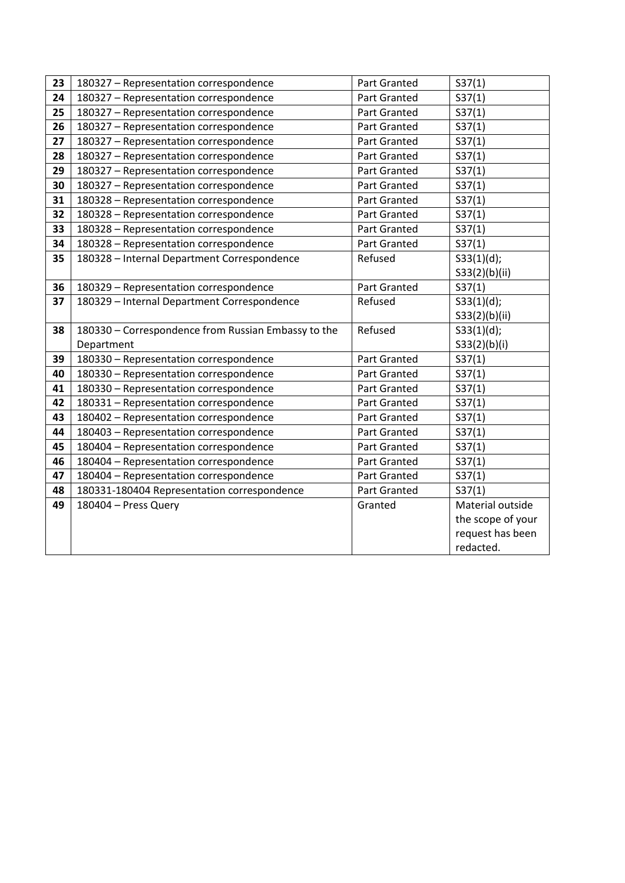| | | | |
|---|---|---|---|
| **23** | 180327 – Representation correspondence | Part Granted | S37(1) |
| **24** | 180327 – Representation correspondence | Part Granted | S37(1) |
| **25** | 180327 – Representation correspondence | Part Granted | S37(1) |
| **26** | 180327 – Representation correspondence | Part Granted | S37(1) |
| **27** | 180327 – Representation correspondence | Part Granted | S37(1) |
| **28** | 180327 – Representation correspondence | Part Granted | S37(1) |
| **29** | 180327 – Representation correspondence | Part Granted | S37(1) |
| **30** | 180327 – Representation correspondence | Part Granted | S37(1) |
| **31** | 180328 – Representation correspondence | Part Granted | S37(1) |
| **32** | 180328 – Representation correspondence | Part Granted | S37(1) |
| **33** | 180328 – Representation correspondence | Part Granted | S37(1) |
| **34** | 180328 – Representation correspondence | Part Granted | S37(1) |
| **35** | 180328 – Internal Department Correspondence | Refused | S33(1)(d); S33(2)(b)(ii) |
| **36** | 180329 – Representation correspondence | Part Granted | S37(1) |
| **37** | 180329 – Internal Department Correspondence | Refused | S33(1)(d); S33(2)(b)(ii) |
| **38** | 180330 – Correspondence from Russian Embassy to the Department | Refused | S33(1)(d); S33(2)(b)(i) |
| **39** | 180330 – Representation correspondence | Part Granted | S37(1) |
| **40** | 180330 – Representation correspondence | Part Granted | S37(1) |
| **41** | 180330 – Representation correspondence | Part Granted | S37(1) |
| **42** | 180331 – Representation correspondence | Part Granted | S37(1) |
| **43** | 180402 – Representation correspondence | Part Granted | S37(1) |
| **44** | 180403 – Representation correspondence | Part Granted | S37(1) |
| **45** | 180404 – Representation correspondence | Part Granted | S37(1) |
| **46** | 180404 – Representation correspondence | Part Granted | S37(1) |
| **47** | 180404 – Representation correspondence | Part Granted | S37(1) |
| **48** | 180331-180404 Representation correspondence | Part Granted | S37(1) |
| **49** | 180404 – Press Query | Granted | Material outside the scope of your request has been redacted. |